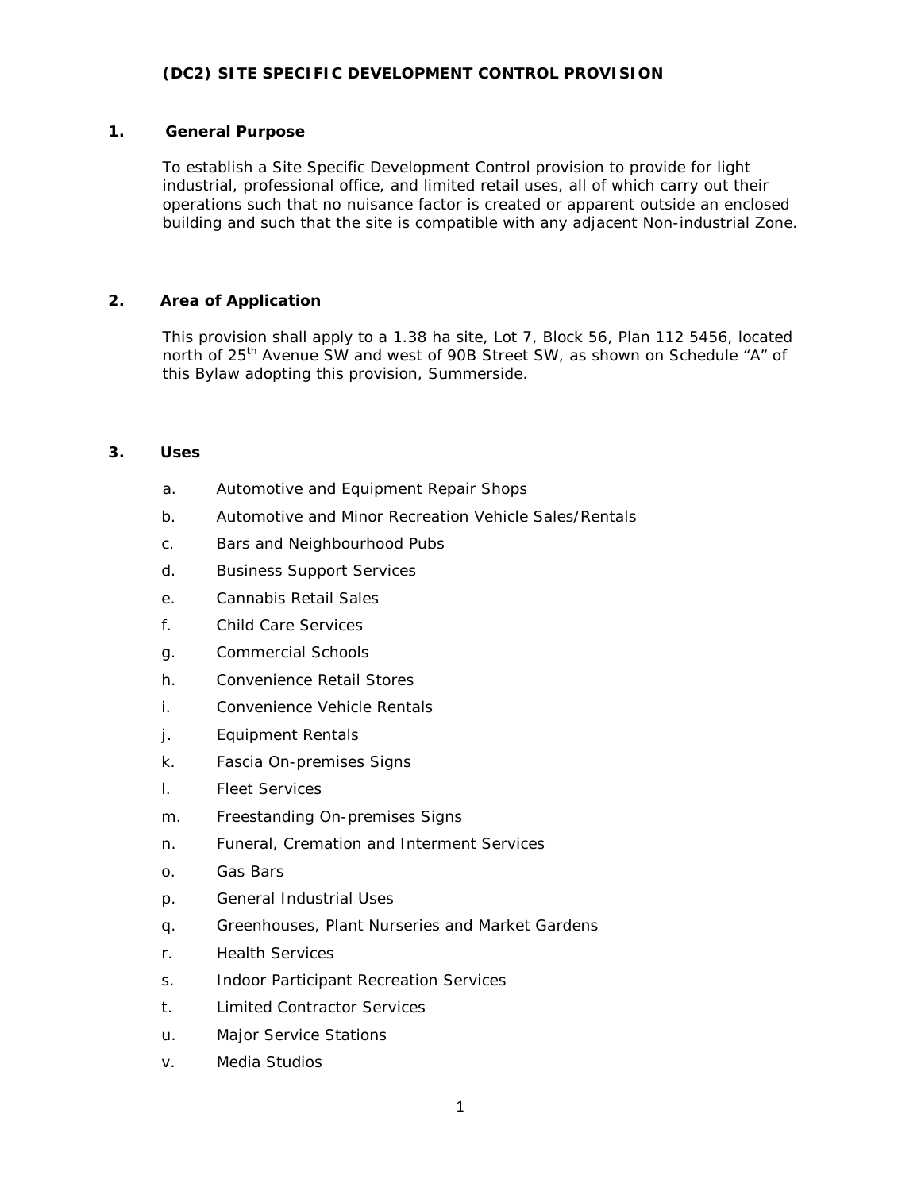# (DC2) SITE SPECIFIC DEVELOPMENT CONTROL PROVISION

## 1. General Purpose

To establish a Site Specific Development Control provision to provide for light industrial, professional office, and limited retail uses, all of which carry out their operations such that no nuisance factor is created or apparent outside an enclosed building and such that the site is compatible with any adjacent Non-industrial Zone.

## 2. Area of Application

This provision shall apply to a 1.38 ha site, Lot 7, Block 56, Plan 112 5456, located north of 25th Avenue SW and west of 90B Street SW, as shown on Schedule "A" of this Bylaw adopting this provision, Summerside.

## 3. Uses

a. Automotive and Equipment Repair Shops

b. Automotive and Minor Recreation Vehicle Sales/Rentals

c. Bars and Neighbourhood Pubs

d. Business Support Services

e. Cannabis Retail Sales

f. Child Care Services

g. Commercial Schools

h. Convenience Retail Stores

i. Convenience Vehicle Rentals

j. Equipment Rentals

k. Fascia On-premises Signs

l. Fleet Services

m. Freestanding On-premises Signs

n. Funeral, Cremation and Interment Services

o. Gas Bars

p. General Industrial Uses

q. Greenhouses, Plant Nurseries and Market Gardens

r. Health Services

s. Indoor Participant Recreation Services

t. Limited Contractor Services

u. Major Service Stations

v. Media Studios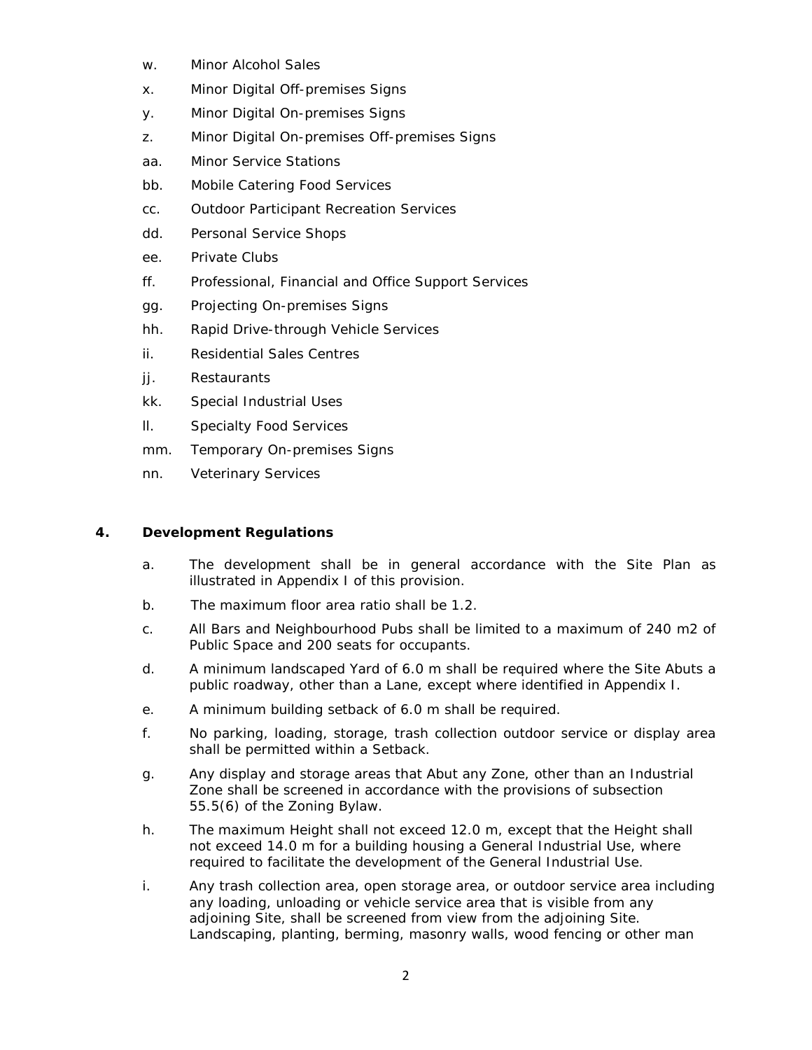w. Minor Alcohol Sales

x. Minor Digital Off-premises Signs

y. Minor Digital On-premises Signs

z. Minor Digital On-premises Off-premises Signs

aa. Minor Service Stations

bb. Mobile Catering Food Services

cc. Outdoor Participant Recreation Services

dd. Personal Service Shops

ee. Private Clubs

ff. Professional, Financial and Office Support Services

gg. Projecting On-premises Signs

hh. Rapid Drive-through Vehicle Services

ii. Residential Sales Centres

jj. Restaurants

kk. Special Industrial Uses

ll. Specialty Food Services

mm. Temporary On-premises Signs

nn. Veterinary Services

## 4. Development Regulations

a. The development shall be in general accordance with the Site Plan as illustrated in Appendix I of this provision.

b. The maximum floor area ratio shall be 1.2.

c. All Bars and Neighbourhood Pubs shall be limited to a maximum of 240 m2 of Public Space and 200 seats for occupants.

d. A minimum landscaped Yard of 6.0 m shall be required where the Site Abuts a public roadway, other than a Lane, except where identified in Appendix I.

e. A minimum building setback of 6.0 m shall be required.

f. No parking, loading, storage, trash collection outdoor service or display area shall be permitted within a Setback.

g. Any display and storage areas that Abut any Zone, other than an Industrial Zone shall be screened in accordance with the provisions of subsection 55.5(6) of the Zoning Bylaw.

h. The maximum Height shall not exceed 12.0 m, except that the Height shall not exceed 14.0 m for a building housing a General Industrial Use, where required to facilitate the development of the General Industrial Use.

i. Any trash collection area, open storage area, or outdoor service area including any loading, unloading or vehicle service area that is visible from any adjoining Site, shall be screened from view from the adjoining Site. Landscaping, planting, berming, masonry walls, wood fencing or other man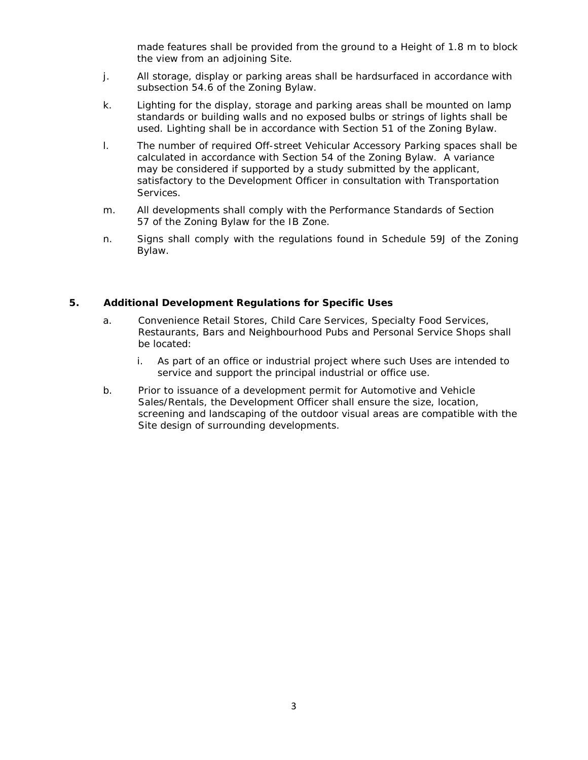made features shall be provided from the ground to a Height of 1.8 m to block the view from an adjoining Site.

j. All storage, display or parking areas shall be hardsurfaced in accordance with subsection 54.6 of the Zoning Bylaw.

k. Lighting for the display, storage and parking areas shall be mounted on lamp standards or building walls and no exposed bulbs or strings of lights shall be used. Lighting shall be in accordance with Section 51 of the Zoning Bylaw.

l. The number of required Off-street Vehicular Accessory Parking spaces shall be calculated in accordance with Section 54 of the Zoning Bylaw. A variance may be considered if supported by a study submitted by the applicant, satisfactory to the Development Officer in consultation with Transportation Services.

m. All developments shall comply with the Performance Standards of Section 57 of the Zoning Bylaw for the IB Zone.

n. Signs shall comply with the regulations found in Schedule 59J of the Zoning Bylaw.

**5. Additional Development Regulations for Specific Uses**

a. Convenience Retail Stores, Child Care Services, Specialty Food Services, Restaurants, Bars and Neighbourhood Pubs and Personal Service Shops shall be located:

   i. As part of an office or industrial project where such Uses are intended to service and support the principal industrial or office use.

b. Prior to issuance of a development permit for Automotive and Vehicle Sales/Rentals, the Development Officer shall ensure the size, location, screening and landscaping of the outdoor visual areas are compatible with the Site design of surrounding developments.